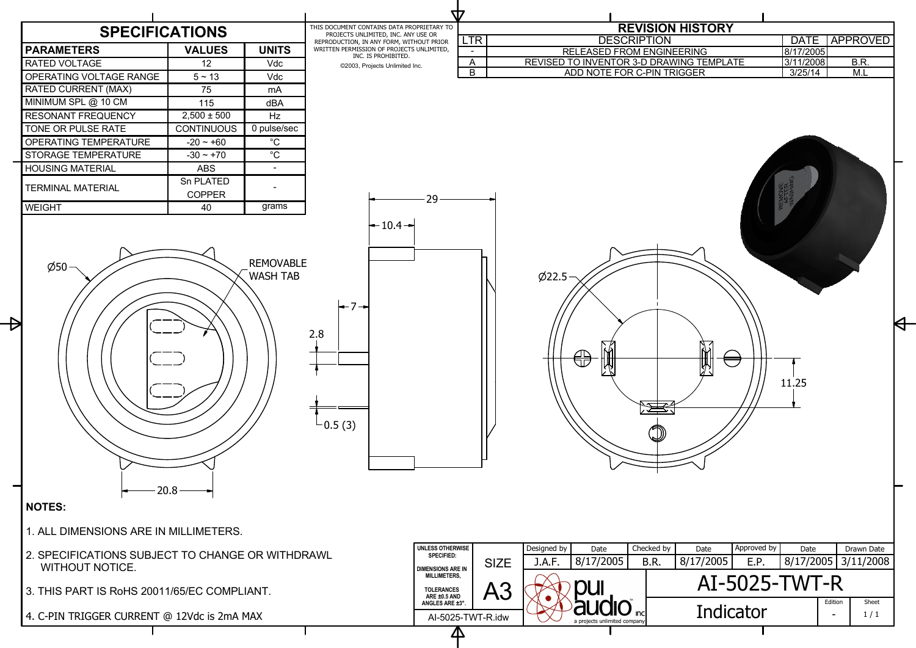## SPECIFICATIONS

| PARAMETERS | VALUES | UNITS |
|---|---|---|
| RATED VOLTAGE | 12 | Vdc |
| OPERATING VOLTAGE RANGE | 5 ~ 13 | Vdc |
| RATED CURRENT (MAX) | 75 | mA |
| MINIMUM SPL @ 10 CM | 115 | dBA |
| RESONANT FREQUENCY | 2,500 ± 500 | Hz |
| TONE OR PULSE RATE | CONTINUOUS | 0 pulse/sec |
| OPERATING TEMPERATURE | -20 ~ +60 | °C |
| STORAGE TEMPERATURE | -30 ~ +70 | °C |
| HOUSING MATERIAL | ABS | - |
| TERMINAL MATERIAL | Sn PLATED COPPER | - |
| WEIGHT | 40 | grams |

THIS DOCUMENT CONTAINS DATA PROPRIETARY TO PROJECTS UNLIMITED, INC. ANY USE OR REPRODUCTION, IN ANY FORM, WITHOUT PRIOR WRITTEN PERMISSION OF PROJECTS UNLIMITED, INC. IS PROHIBITED.

©2003, Projects Unlimited Inc.

## REVISION HISTORY

| LTR | DESCRIPTION | DATE | APPROVED |
|---|---|---|---|
| - | RELEASED FROM ENGINEERING | 8/17/2005 | |
| A | REVISED TO INVENTOR 3-D DRAWING TEMPLATE | 3/11/2008 | B.R. |
| B | ADD NOTE FOR C-PIN TRIGGER | 3/25/14 | M.L |

Ø50

REMOVABLE WASH TAB

20.8

29

10.4

7

2.8

0.5 (3)

Ø22.5

11.25

REMOVE AFTER WASHING

**NOTES:**

1. ALL DIMENSIONS ARE IN MILLIMETERS.
2. SPECIFICATIONS SUBJECT TO CHANGE OR WITHDRAWL WITHOUT NOTICE.
3. THIS PART IS RoHS 20011/65/EC COMPLIANT.
4. C-PIN TRIGGER CURRENT @ 12Vdc is 2mA MAX

UNLESS OTHERWISE SPECIFIED: DIMENSIONS ARE IN MILLIMETERS, TOLERANCES ARE ±0.5 AND ANGLES ARE ±3°.

| SIZE | Designed by | Date | Checked by | Date | Approved by | Date | Drawn Date |
|---|---|---|---|---|---|---|---|
| A3 | J.A.F. | 8/17/2005 | B.R. | 8/17/2005 | E.P. | 8/17/2005 | 3/11/2008 |

AI-5025-TWT-R.idw

pui audio inc — a projects unlimited company

AI-5025-TWT-R

Indicator

Edition: -

Sheet: 1 / 1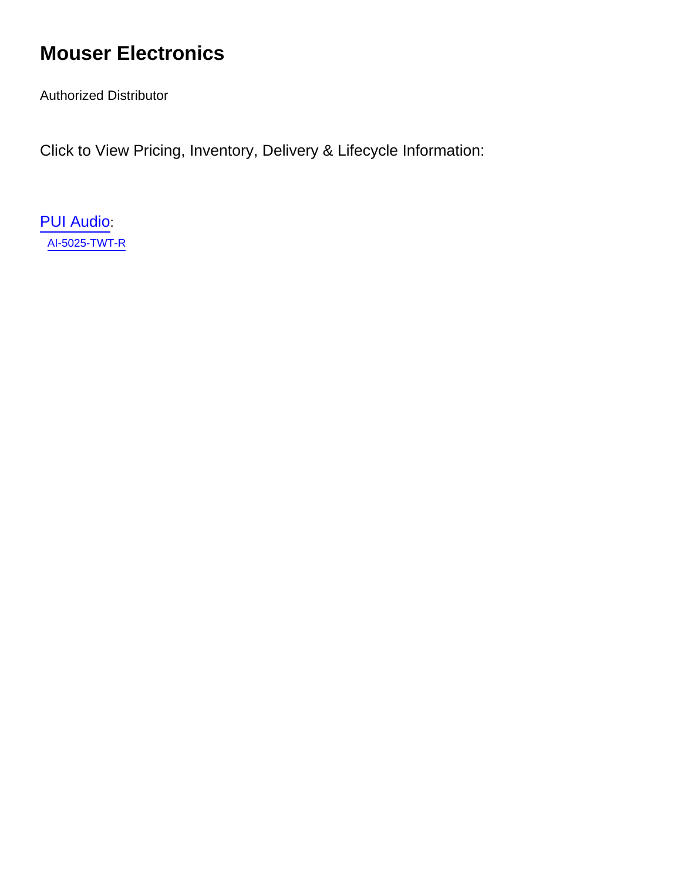# Mouser Electronics

Authorized Distributor

Click to View Pricing, Inventory, Delivery & Lifecycle Information:

PUI Audio:

AI-5025-TWT-R